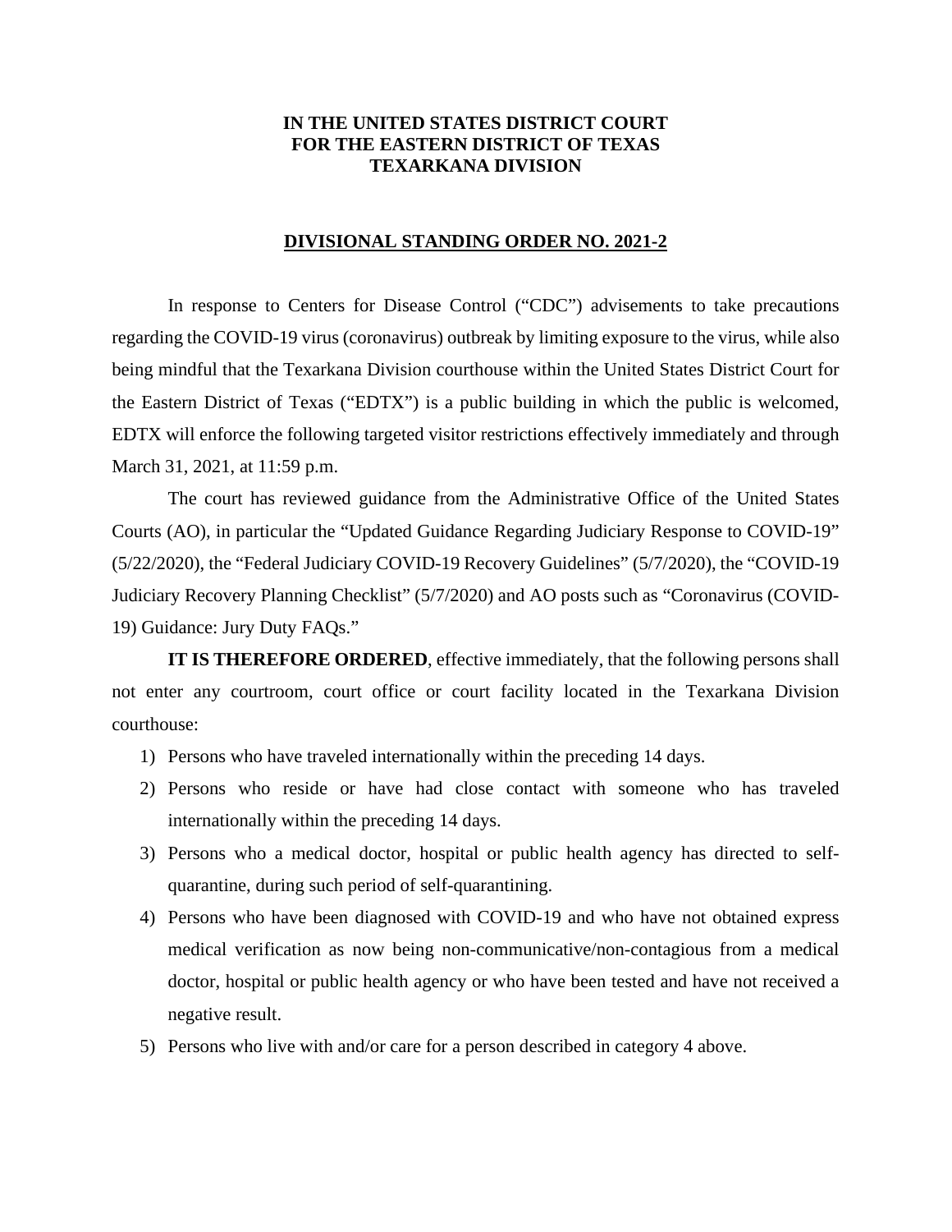**IN THE UNITED STATES DISTRICT COURT**
**FOR THE EASTERN DISTRICT OF TEXAS**
**TEXARKANA DIVISION**

**DIVISIONAL STANDING ORDER NO. 2021-2**

In response to Centers for Disease Control ("CDC") advisements to take precautions regarding the COVID-19 virus (coronavirus) outbreak by limiting exposure to the virus, while also being mindful that the Texarkana Division courthouse within the United States District Court for the Eastern District of Texas ("EDTX") is a public building in which the public is welcomed, EDTX will enforce the following targeted visitor restrictions effectively immediately and through March 31, 2021, at 11:59 p.m.

The court has reviewed guidance from the Administrative Office of the United States Courts (AO), in particular the "Updated Guidance Regarding Judiciary Response to COVID-19" (5/22/2020), the "Federal Judiciary COVID-19 Recovery Guidelines" (5/7/2020), the "COVID-19 Judiciary Recovery Planning Checklist" (5/7/2020) and AO posts such as "Coronavirus (COVID-19) Guidance: Jury Duty FAQs."

**IT IS THEREFORE ORDERED**, effective immediately, that the following persons shall not enter any courtroom, court office or court facility located in the Texarkana Division courthouse:

1) Persons who have traveled internationally within the preceding 14 days.
2) Persons who reside or have had close contact with someone who has traveled internationally within the preceding 14 days.
3) Persons who a medical doctor, hospital or public health agency has directed to self-quarantine, during such period of self-quarantining.
4) Persons who have been diagnosed with COVID-19 and who have not obtained express medical verification as now being non-communicative/non-contagious from a medical doctor, hospital or public health agency or who have been tested and have not received a negative result.
5) Persons who live with and/or care for a person described in category 4 above.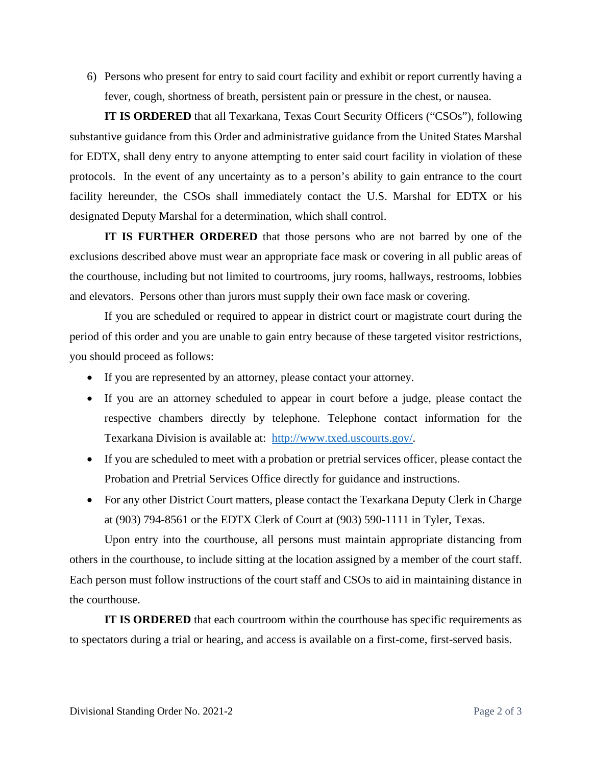6) Persons who present for entry to said court facility and exhibit or report currently having a fever, cough, shortness of breath, persistent pain or pressure in the chest, or nausea.

**IT IS ORDERED** that all Texarkana, Texas Court Security Officers ("CSOs"), following substantive guidance from this Order and administrative guidance from the United States Marshal for EDTX, shall deny entry to anyone attempting to enter said court facility in violation of these protocols. In the event of any uncertainty as to a person's ability to gain entrance to the court facility hereunder, the CSOs shall immediately contact the U.S. Marshal for EDTX or his designated Deputy Marshal for a determination, which shall control.

**IT IS FURTHER ORDERED** that those persons who are not barred by one of the exclusions described above must wear an appropriate face mask or covering in all public areas of the courthouse, including but not limited to courtrooms, jury rooms, hallways, restrooms, lobbies and elevators. Persons other than jurors must supply their own face mask or covering.

If you are scheduled or required to appear in district court or magistrate court during the period of this order and you are unable to gain entry because of these targeted visitor restrictions, you should proceed as follows:

- If you are represented by an attorney, please contact your attorney.
- If you are an attorney scheduled to appear in court before a judge, please contact the respective chambers directly by telephone. Telephone contact information for the Texarkana Division is available at: [http://www.txed.uscourts.gov/](http://www.txed.uscourts.gov/).
- If you are scheduled to meet with a probation or pretrial services officer, please contact the Probation and Pretrial Services Office directly for guidance and instructions.
- For any other District Court matters, please contact the Texarkana Deputy Clerk in Charge at (903) 794-8561 or the EDTX Clerk of Court at (903) 590-1111 in Tyler, Texas.

Upon entry into the courthouse, all persons must maintain appropriate distancing from others in the courthouse, to include sitting at the location assigned by a member of the court staff. Each person must follow instructions of the court staff and CSOs to aid in maintaining distance in the courthouse.

**IT IS ORDERED** that each courtroom within the courthouse has specific requirements as to spectators during a trial or hearing, and access is available on a first-come, first-served basis.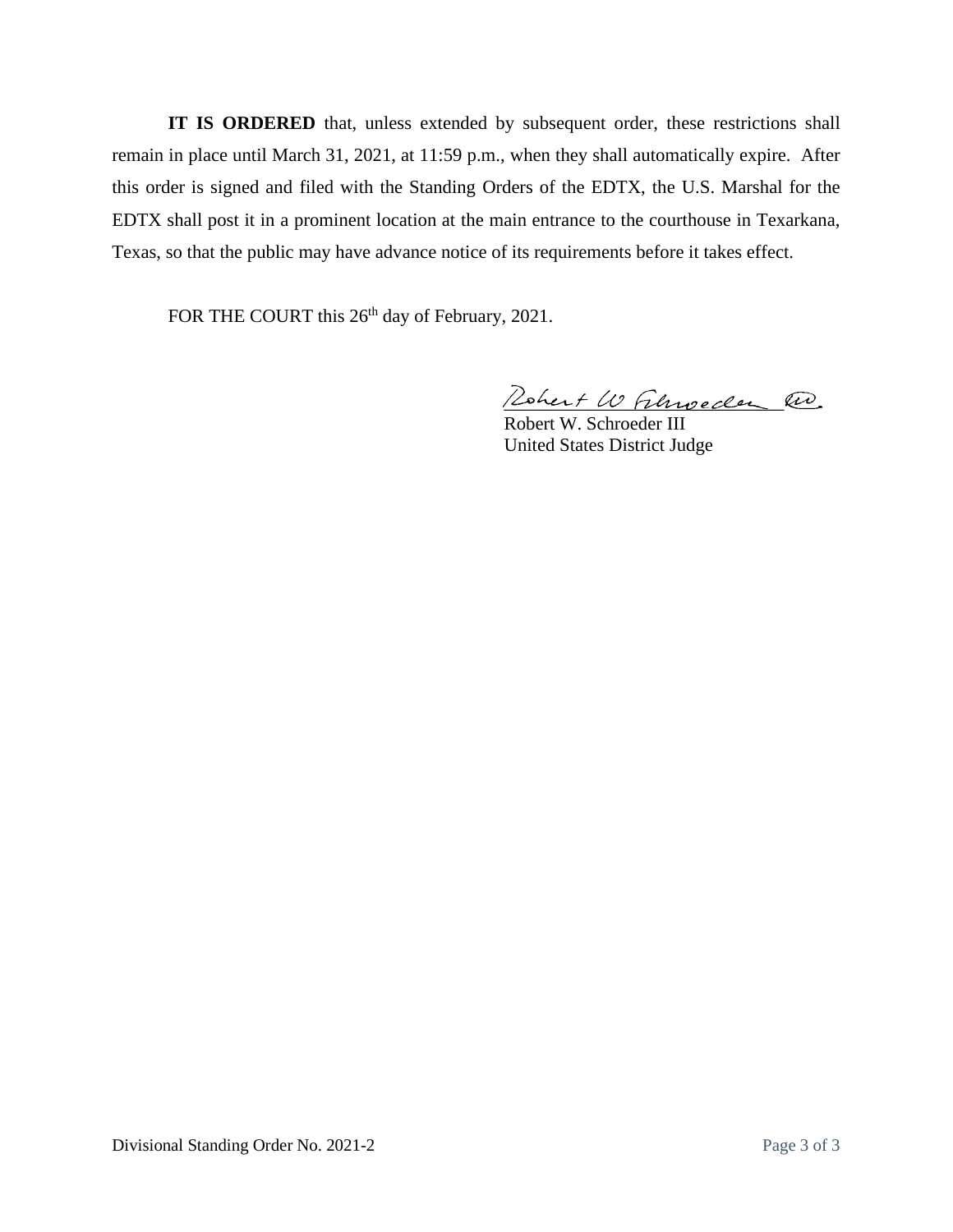**IT IS ORDERED** that, unless extended by subsequent order, these restrictions shall remain in place until March 31, 2021, at 11:59 p.m., when they shall automatically expire. After this order is signed and filed with the Standing Orders of the EDTX, the U.S. Marshal for the EDTX shall post it in a prominent location at the main entrance to the courthouse in Texarkana, Texas, so that the public may have advance notice of its requirements before it takes effect.

FOR THE COURT this 26th day of February, 2021.

Robert W. Schroeder III
United States District Judge